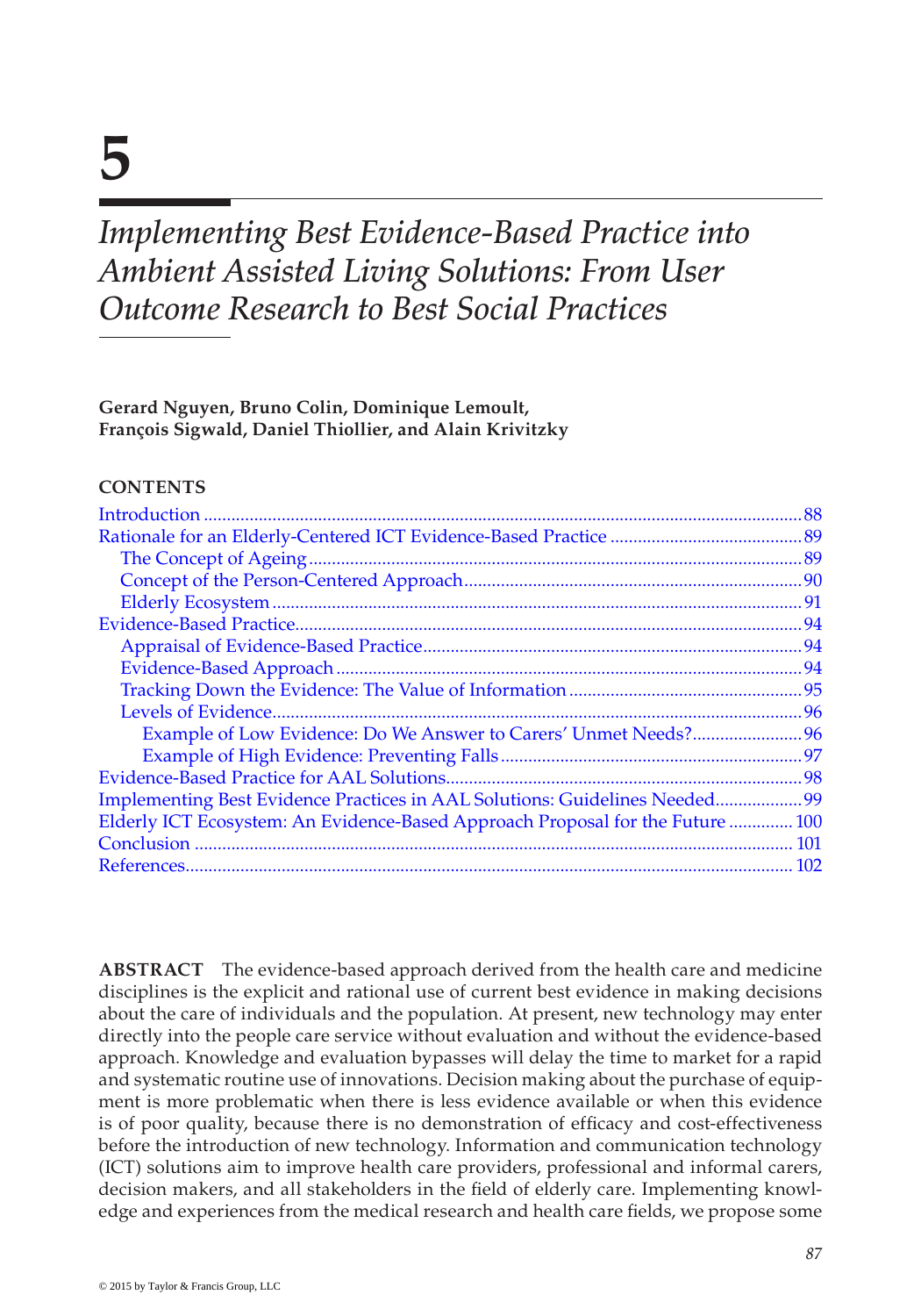# 5

# *Implementing Best Evidence-Based Practice into Ambient Assisted Living Solutions: From User Outcome Research to Best Social Practices*

**Gerard Nguyen, Bruno Colin, Dominique Lemoult, François Sigwald, Daniel Thiollier, and Alain Krivitzky**

**CONTENTS**

- Introduction ... 88
- Rationale for an Elderly-Centered ICT Evidence-Based Practice ... 89
  - The Concept of Ageing ... 89
  - Concept of the Person-Centered Approach ... 90
  - Elderly Ecosystem ... 91
- Evidence-Based Practice ... 94
  - Appraisal of Evidence-Based Practice ... 94
  - Evidence-Based Approach ... 94
  - Tracking Down the Evidence: The Value of Information ... 95
  - Levels of Evidence ... 96
    - Example of Low Evidence: Do We Answer to Carers' Unmet Needs? ... 96
    - Example of High Evidence: Preventing Falls ... 97
- Evidence-Based Practice for AAL Solutions ... 98
- Implementing Best Evidence Practices in AAL Solutions: Guidelines Needed ... 99
- Elderly ICT Ecosystem: An Evidence-Based Approach Proposal for the Future ... 100
- Conclusion ... 101
- References ... 102

**ABSTRACT** The evidence-based approach derived from the health care and medicine disciplines is the explicit and rational use of current best evidence in making decisions about the care of individuals and the population. At present, new technology may enter directly into the people care service without evaluation and without the evidence-based approach. Knowledge and evaluation bypasses will delay the time to market for a rapid and systematic routine use of innovations. Decision making about the purchase of equipment is more problematic when there is less evidence available or when this evidence is of poor quality, because there is no demonstration of efficacy and cost-effectiveness before the introduction of new technology. Information and communication technology (ICT) solutions aim to improve health care providers, professional and informal carers, decision makers, and all stakeholders in the field of elderly care. Implementing knowledge and experiences from the medical research and health care fields, we propose some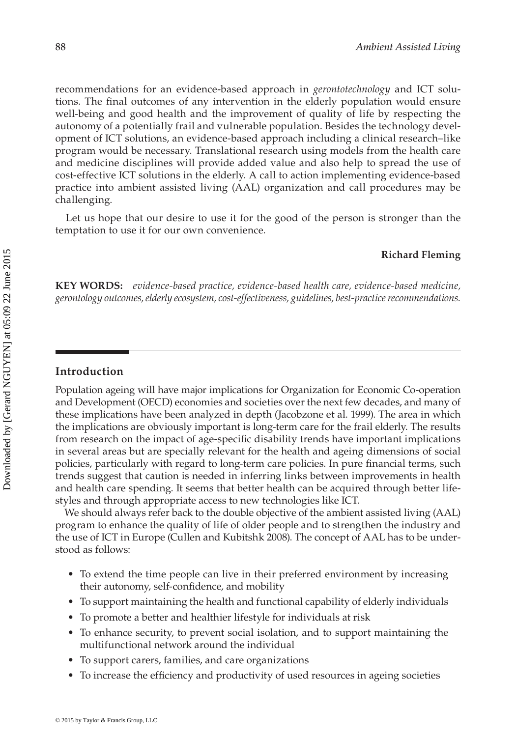recommendations for an evidence-based approach in *gerontotechnology* and ICT solutions. The final outcomes of any intervention in the elderly population would ensure well-being and good health and the improvement of quality of life by respecting the autonomy of a potentially frail and vulnerable population. Besides the technology development of ICT solutions, an evidence-based approach including a clinical research–like program would be necessary. Translational research using models from the health care and medicine disciplines will provide added value and also help to spread the use of cost-effective ICT solutions in the elderly. A call to action implementing evidence-based practice into ambient assisted living (AAL) organization and call procedures may be challenging.

Let us hope that our desire to use it for the good of the person is stronger than the temptation to use it for our own convenience.

**Richard Fleming**

**KEY WORDS:** *evidence-based practice, evidence-based health care, evidence-based medicine, gerontology outcomes, elderly ecosystem, cost-effectiveness, guidelines, best-practice recommendations.*

## Introduction

Population ageing will have major implications for Organization for Economic Co-operation and Development (OECD) economies and societies over the next few decades, and many of these implications have been analyzed in depth (Jacobzone et al. 1999). The area in which the implications are obviously important is long-term care for the frail elderly. The results from research on the impact of age-specific disability trends have important implications in several areas but are specially relevant for the health and ageing dimensions of social policies, particularly with regard to long-term care policies. In pure financial terms, such trends suggest that caution is needed in inferring links between improvements in health and health care spending. It seems that better health can be acquired through better lifestyles and through appropriate access to new technologies like ICT.

We should always refer back to the double objective of the ambient assisted living (AAL) program to enhance the quality of life of older people and to strengthen the industry and the use of ICT in Europe (Cullen and Kubitshk 2008). The concept of AAL has to be understood as follows:

- To extend the time people can live in their preferred environment by increasing their autonomy, self-confidence, and mobility
- To support maintaining the health and functional capability of elderly individuals
- To promote a better and healthier lifestyle for individuals at risk
- To enhance security, to prevent social isolation, and to support maintaining the multifunctional network around the individual
- To support carers, families, and care organizations
- To increase the efficiency and productivity of used resources in ageing societies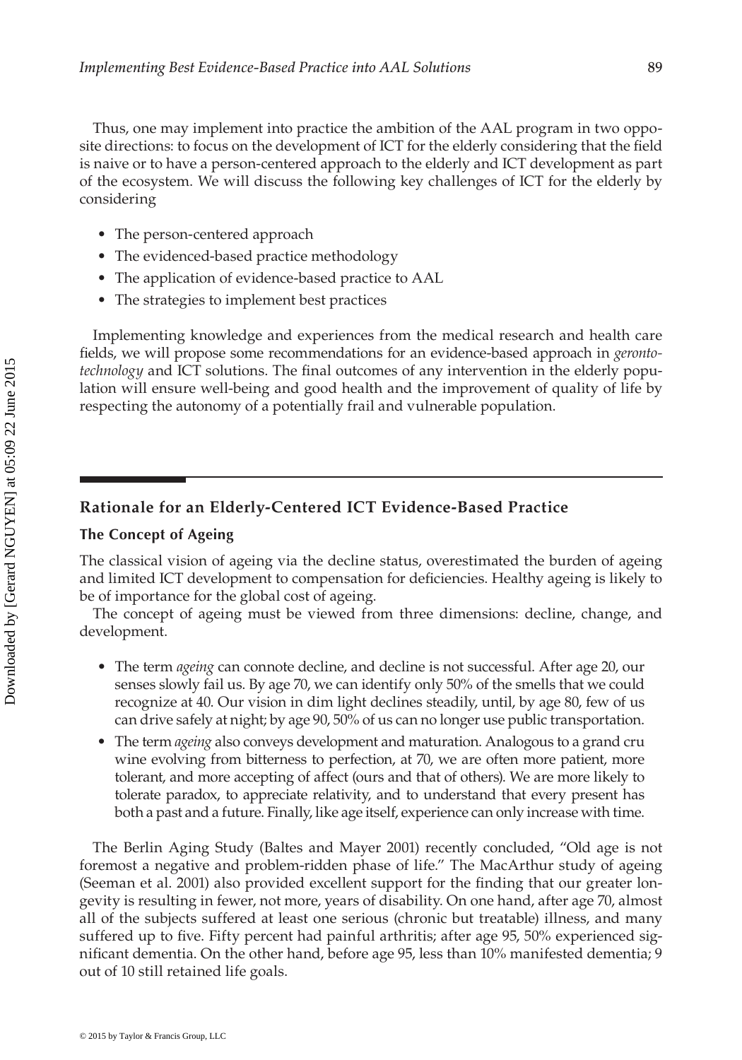Thus, one may implement into practice the ambition of the AAL program in two opposite directions: to focus on the development of ICT for the elderly considering that the field is naive or to have a person-centered approach to the elderly and ICT development as part of the ecosystem. We will discuss the following key challenges of ICT for the elderly by considering

- The person-centered approach
- The evidenced-based practice methodology
- The application of evidence-based practice to AAL
- The strategies to implement best practices

Implementing knowledge and experiences from the medical research and health care fields, we will propose some recommendations for an evidence-based approach in *gerontotechnology* and ICT solutions. The final outcomes of any intervention in the elderly population will ensure well-being and good health and the improvement of quality of life by respecting the autonomy of a potentially frail and vulnerable population.

## Rationale for an Elderly-Centered ICT Evidence-Based Practice

### The Concept of Ageing

The classical vision of ageing via the decline status, overestimated the burden of ageing and limited ICT development to compensation for deficiencies. Healthy ageing is likely to be of importance for the global cost of ageing.

The concept of ageing must be viewed from three dimensions: decline, change, and development.

- The term *ageing* can connote decline, and decline is not successful. After age 20, our senses slowly fail us. By age 70, we can identify only 50% of the smells that we could recognize at 40. Our vision in dim light declines steadily, until, by age 80, few of us can drive safely at night; by age 90, 50% of us can no longer use public transportation.
- The term *ageing* also conveys development and maturation. Analogous to a grand cru wine evolving from bitterness to perfection, at 70, we are often more patient, more tolerant, and more accepting of affect (ours and that of others). We are more likely to tolerate paradox, to appreciate relativity, and to understand that every present has both a past and a future. Finally, like age itself, experience can only increase with time.

The Berlin Aging Study (Baltes and Mayer 2001) recently concluded, "Old age is not foremost a negative and problem-ridden phase of life." The MacArthur study of ageing (Seeman et al. 2001) also provided excellent support for the finding that our greater longevity is resulting in fewer, not more, years of disability. On one hand, after age 70, almost all of the subjects suffered at least one serious (chronic but treatable) illness, and many suffered up to five. Fifty percent had painful arthritis; after age 95, 50% experienced significant dementia. On the other hand, before age 95, less than 10% manifested dementia; 9 out of 10 still retained life goals.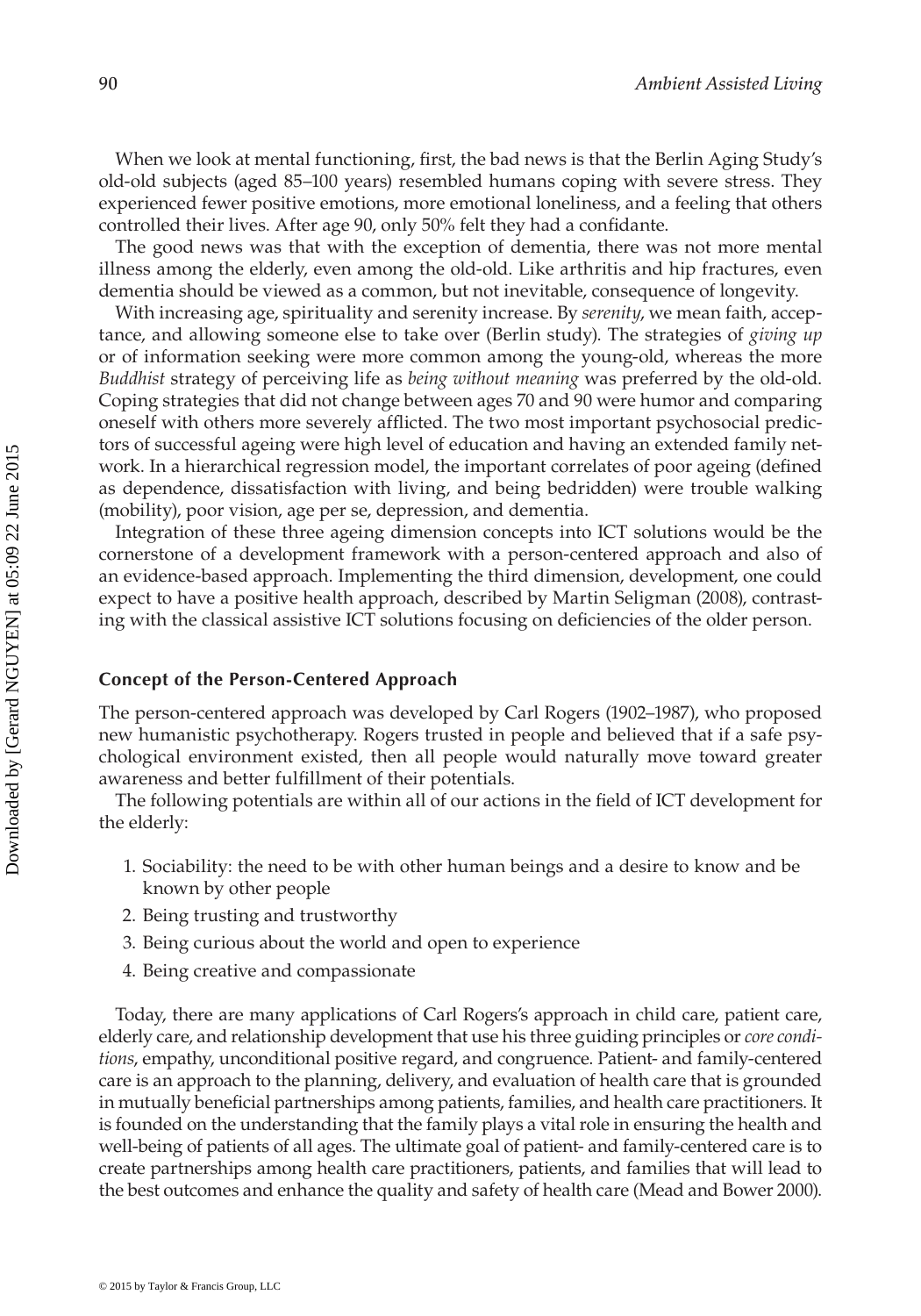When we look at mental functioning, first, the bad news is that the Berlin Aging Study's old-old subjects (aged 85–100 years) resembled humans coping with severe stress. They experienced fewer positive emotions, more emotional loneliness, and a feeling that others controlled their lives. After age 90, only 50% felt they had a confidante.

The good news was that with the exception of dementia, there was not more mental illness among the elderly, even among the old-old. Like arthritis and hip fractures, even dementia should be viewed as a common, but not inevitable, consequence of longevity.

With increasing age, spirituality and serenity increase. By *serenity*, we mean faith, acceptance, and allowing someone else to take over (Berlin study). The strategies of *giving up* or of information seeking were more common among the young-old, whereas the more *Buddhist* strategy of perceiving life as *being without meaning* was preferred by the old-old. Coping strategies that did not change between ages 70 and 90 were humor and comparing oneself with others more severely afflicted. The two most important psychosocial predictors of successful ageing were high level of education and having an extended family network. In a hierarchical regression model, the important correlates of poor ageing (defined as dependence, dissatisfaction with living, and being bedridden) were trouble walking (mobility), poor vision, age per se, depression, and dementia.

Integration of these three ageing dimension concepts into ICT solutions would be the cornerstone of a development framework with a person-centered approach and also of an evidence-based approach. Implementing the third dimension, development, one could expect to have a positive health approach, described by Martin Seligman (2008), contrasting with the classical assistive ICT solutions focusing on deficiencies of the older person.

### Concept of the Person-Centered Approach

The person-centered approach was developed by Carl Rogers (1902–1987), who proposed new humanistic psychotherapy. Rogers trusted in people and believed that if a safe psychological environment existed, then all people would naturally move toward greater awareness and better fulfillment of their potentials.

The following potentials are within all of our actions in the field of ICT development for the elderly:

1. Sociability: the need to be with other human beings and a desire to know and be known by other people
2. Being trusting and trustworthy
3. Being curious about the world and open to experience
4. Being creative and compassionate

Today, there are many applications of Carl Rogers's approach in child care, patient care, elderly care, and relationship development that use his three guiding principles or *core conditions*, empathy, unconditional positive regard, and congruence. Patient- and family-centered care is an approach to the planning, delivery, and evaluation of health care that is grounded in mutually beneficial partnerships among patients, families, and health care practitioners. It is founded on the understanding that the family plays a vital role in ensuring the health and well-being of patients of all ages. The ultimate goal of patient- and family-centered care is to create partnerships among health care practitioners, patients, and families that will lead to the best outcomes and enhance the quality and safety of health care (Mead and Bower 2000).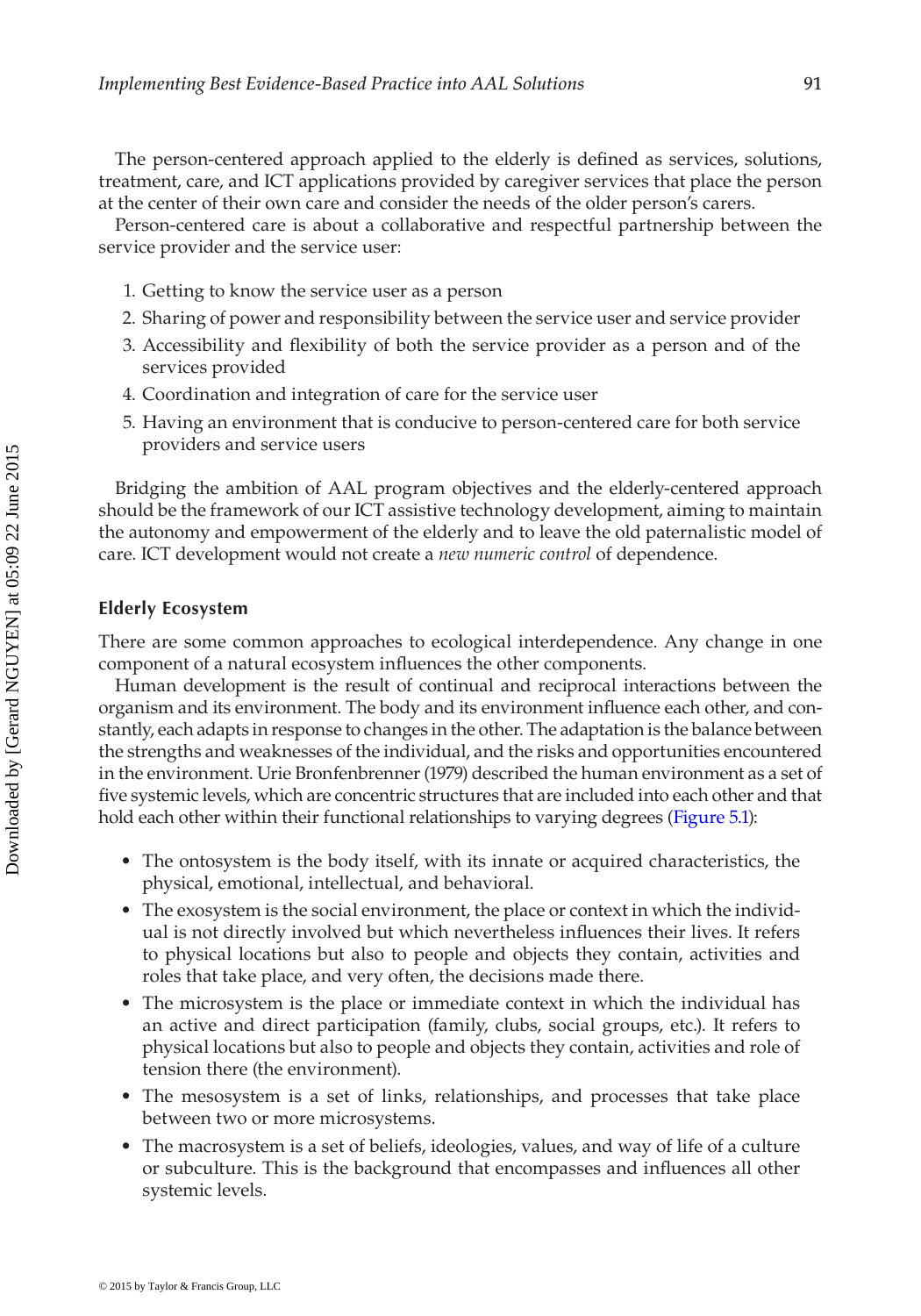The person-centered approach applied to the elderly is defined as services, solutions, treatment, care, and ICT applications provided by caregiver services that place the person at the center of their own care and consider the needs of the older person's carers.

Person-centered care is about a collaborative and respectful partnership between the service provider and the service user:

1. Getting to know the service user as a person
2. Sharing of power and responsibility between the service user and service provider
3. Accessibility and flexibility of both the service provider as a person and of the services provided
4. Coordination and integration of care for the service user
5. Having an environment that is conducive to person-centered care for both service providers and service users

Bridging the ambition of AAL program objectives and the elderly-centered approach should be the framework of our ICT assistive technology development, aiming to maintain the autonomy and empowerment of the elderly and to leave the old paternalistic model of care. ICT development would not create a *new numeric control* of dependence.

### Elderly Ecosystem

There are some common approaches to ecological interdependence. Any change in one component of a natural ecosystem influences the other components.

Human development is the result of continual and reciprocal interactions between the organism and its environment. The body and its environment influence each other, and constantly, each adapts in response to changes in the other. The adaptation is the balance between the strengths and weaknesses of the individual, and the risks and opportunities encountered in the environment. Urie Bronfenbrenner (1979) described the human environment as a set of five systemic levels, which are concentric structures that are included into each other and that hold each other within their functional relationships to varying degrees (Figure 5.1):

- The ontosystem is the body itself, with its innate or acquired characteristics, the physical, emotional, intellectual, and behavioral.
- The exosystem is the social environment, the place or context in which the individual is not directly involved but which nevertheless influences their lives. It refers to physical locations but also to people and objects they contain, activities and roles that take place, and very often, the decisions made there.
- The microsystem is the place or immediate context in which the individual has an active and direct participation (family, clubs, social groups, etc.). It refers to physical locations but also to people and objects they contain, activities and role of tension there (the environment).
- The mesosystem is a set of links, relationships, and processes that take place between two or more microsystems.
- The macrosystem is a set of beliefs, ideologies, values, and way of life of a culture or subculture. This is the background that encompasses and influences all other systemic levels.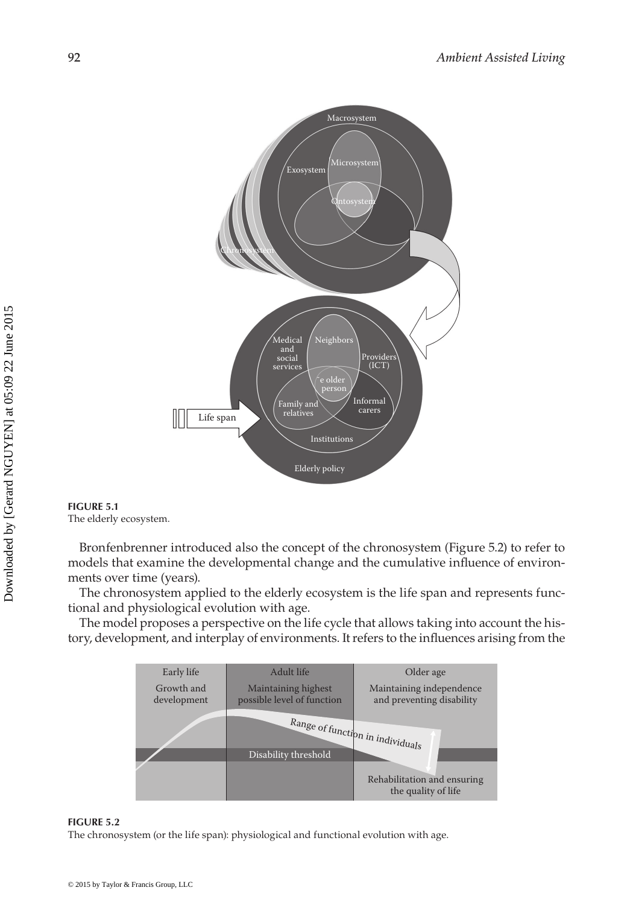**FIGURE 5.1**
The elderly ecosystem.

Bronfenbrenner introduced also the concept of the chronosystem (Figure 5.2) to refer to models that examine the developmental change and the cumulative influence of environments over time (years).

The chronosystem applied to the elderly ecosystem is the life span and represents functional and physiological evolution with age.

The model proposes a perspective on the life cycle that allows taking into account the history, development, and interplay of environments. It refers to the influences arising from the

**FIGURE 5.2**
The chronosystem (or the life span): physiological and functional evolution with age.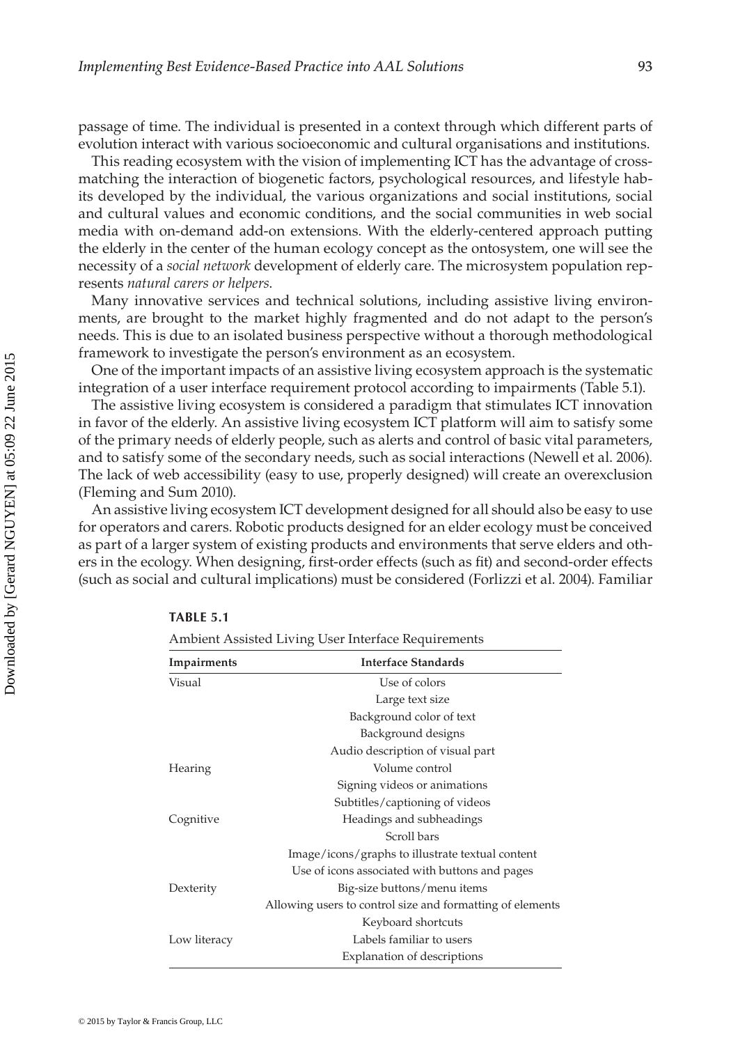passage of time. The individual is presented in a context through which different parts of evolution interact with various socioeconomic and cultural organisations and institutions.

This reading ecosystem with the vision of implementing ICT has the advantage of cross-matching the interaction of biogenetic factors, psychological resources, and lifestyle habits developed by the individual, the various organizations and social institutions, social and cultural values and economic conditions, and the social communities in web social media with on-demand add-on extensions. With the elderly-centered approach putting the elderly in the center of the human ecology concept as the ontosystem, one will see the necessity of a *social network* development of elderly care. The microsystem population represents *natural carers or helpers*.

Many innovative services and technical solutions, including assistive living environments, are brought to the market highly fragmented and do not adapt to the person's needs. This is due to an isolated business perspective without a thorough methodological framework to investigate the person's environment as an ecosystem.

One of the important impacts of an assistive living ecosystem approach is the systematic integration of a user interface requirement protocol according to impairments (Table 5.1).

The assistive living ecosystem is considered a paradigm that stimulates ICT innovation in favor of the elderly. An assistive living ecosystem ICT platform will aim to satisfy some of the primary needs of elderly people, such as alerts and control of basic vital parameters, and to satisfy some of the secondary needs, such as social interactions (Newell et al. 2006). The lack of web accessibility (easy to use, properly designed) will create an overexclusion (Fleming and Sum 2010).

An assistive living ecosystem ICT development designed for all should also be easy to use for operators and carers. Robotic products designed for an elder ecology must be conceived as part of a larger system of existing products and environments that serve elders and others in the ecology. When designing, first-order effects (such as fit) and second-order effects (such as social and cultural implications) must be considered (Forlizzi et al. 2004). Familiar

**TABLE 5.1**

Ambient Assisted Living User Interface Requirements

| Impairments | Interface Standards |
|---|---|
| Visual | Use of colors |
| | Large text size |
| | Background color of text |
| | Background designs |
| | Audio description of visual part |
| Hearing | Volume control |
| | Signing videos or animations |
| | Subtitles/captioning of videos |
| Cognitive | Headings and subheadings |
| | Scroll bars |
| | Image/icons/graphs to illustrate textual content |
| | Use of icons associated with buttons and pages |
| Dexterity | Big-size buttons/menu items |
| | Allowing users to control size and formatting of elements |
| | Keyboard shortcuts |
| Low literacy | Labels familiar to users |
| | Explanation of descriptions |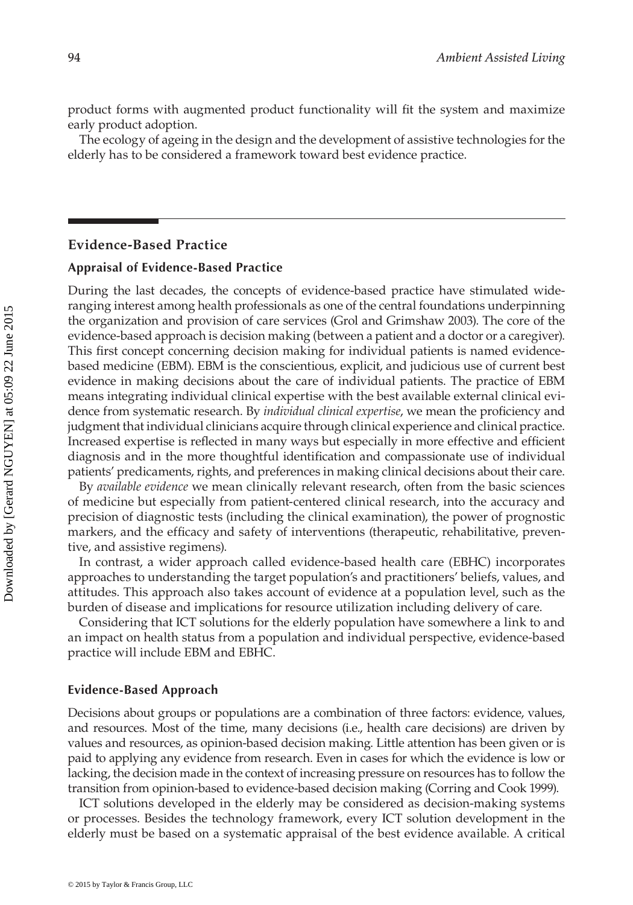product forms with augmented product functionality will fit the system and maximize early product adoption.

The ecology of ageing in the design and the development of assistive technologies for the elderly has to be considered a framework toward best evidence practice.

## Evidence-Based Practice

### Appraisal of Evidence-Based Practice

During the last decades, the concepts of evidence-based practice have stimulated wide-ranging interest among health professionals as one of the central foundations underpinning the organization and provision of care services (Grol and Grimshaw 2003). The core of the evidence-based approach is decision making (between a patient and a doctor or a caregiver). This first concept concerning decision making for individual patients is named evidence-based medicine (EBM). EBM is the conscientious, explicit, and judicious use of current best evidence in making decisions about the care of individual patients. The practice of EBM means integrating individual clinical expertise with the best available external clinical evidence from systematic research. By *individual clinical expertise*, we mean the proficiency and judgment that individual clinicians acquire through clinical experience and clinical practice. Increased expertise is reflected in many ways but especially in more effective and efficient diagnosis and in the more thoughtful identification and compassionate use of individual patients' predicaments, rights, and preferences in making clinical decisions about their care.

By *available evidence* we mean clinically relevant research, often from the basic sciences of medicine but especially from patient-centered clinical research, into the accuracy and precision of diagnostic tests (including the clinical examination), the power of prognostic markers, and the efficacy and safety of interventions (therapeutic, rehabilitative, preventive, and assistive regimens).

In contrast, a wider approach called evidence-based health care (EBHC) incorporates approaches to understanding the target population's and practitioners' beliefs, values, and attitudes. This approach also takes account of evidence at a population level, such as the burden of disease and implications for resource utilization including delivery of care.

Considering that ICT solutions for the elderly population have somewhere a link to and an impact on health status from a population and individual perspective, evidence-based practice will include EBM and EBHC.

### Evidence-Based Approach

Decisions about groups or populations are a combination of three factors: evidence, values, and resources. Most of the time, many decisions (i.e., health care decisions) are driven by values and resources, as opinion-based decision making. Little attention has been given or is paid to applying any evidence from research. Even in cases for which the evidence is low or lacking, the decision made in the context of increasing pressure on resources has to follow the transition from opinion-based to evidence-based decision making (Corring and Cook 1999).

ICT solutions developed in the elderly may be considered as decision-making systems or processes. Besides the technology framework, every ICT solution development in the elderly must be based on a systematic appraisal of the best evidence available. A critical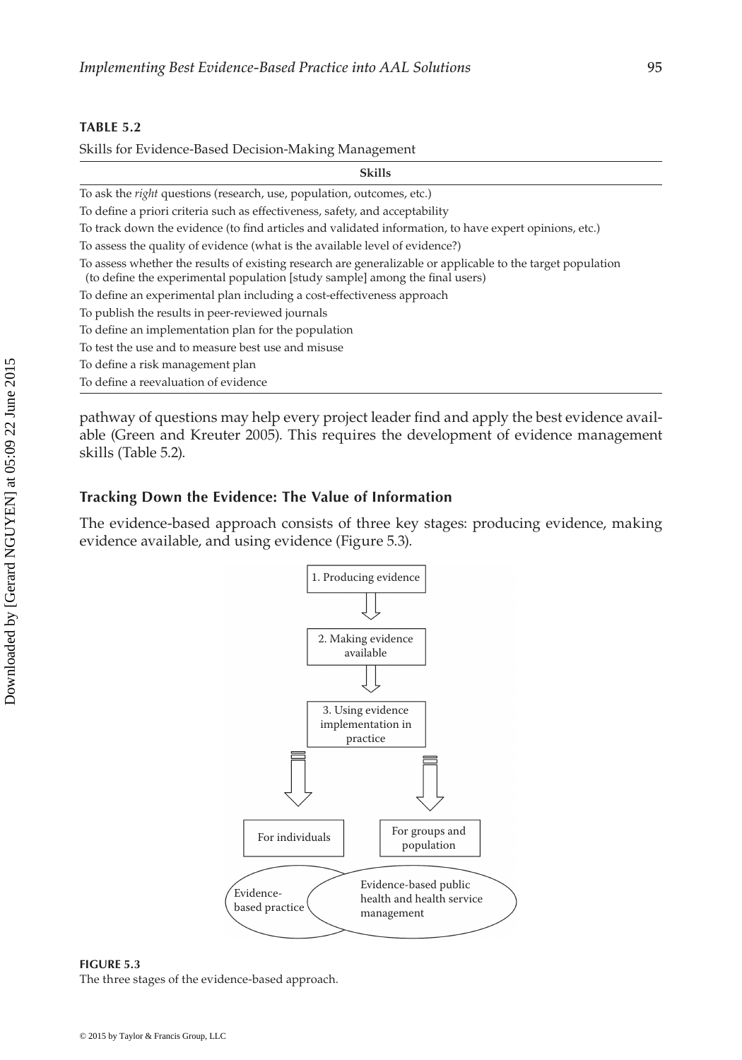**TABLE 5.2**

Skills for Evidence-Based Decision-Making Management

| Skills |
|---|
| To ask the *right* questions (research, use, population, outcomes, etc.) |
| To define a priori criteria such as effectiveness, safety, and acceptability |
| To track down the evidence (to find articles and validated information, to have expert opinions, etc.) |
| To assess the quality of evidence (what is the available level of evidence?) |
| To assess whether the results of existing research are generalizable or applicable to the target population (to define the experimental population [study sample] among the final users) |
| To define an experimental plan including a cost-effectiveness approach |
| To publish the results in peer-reviewed journals |
| To define an implementation plan for the population |
| To test the use and to measure best use and misuse |
| To define a risk management plan |
| To define a reevaluation of evidence |

pathway of questions may help every project leader find and apply the best evidence available (Green and Kreuter 2005). This requires the development of evidence management skills (Table 5.2).

## Tracking Down the Evidence: The Value of Information

The evidence-based approach consists of three key stages: producing evidence, making evidence available, and using evidence (Figure 5.3).

1. Producing evidence

2. Making evidence available

3. Using evidence implementation in practice

For individuals

For groups and population

Evidence-based practice

Evidence-based public health and health service management

**FIGURE 5.3**
The three stages of the evidence-based approach.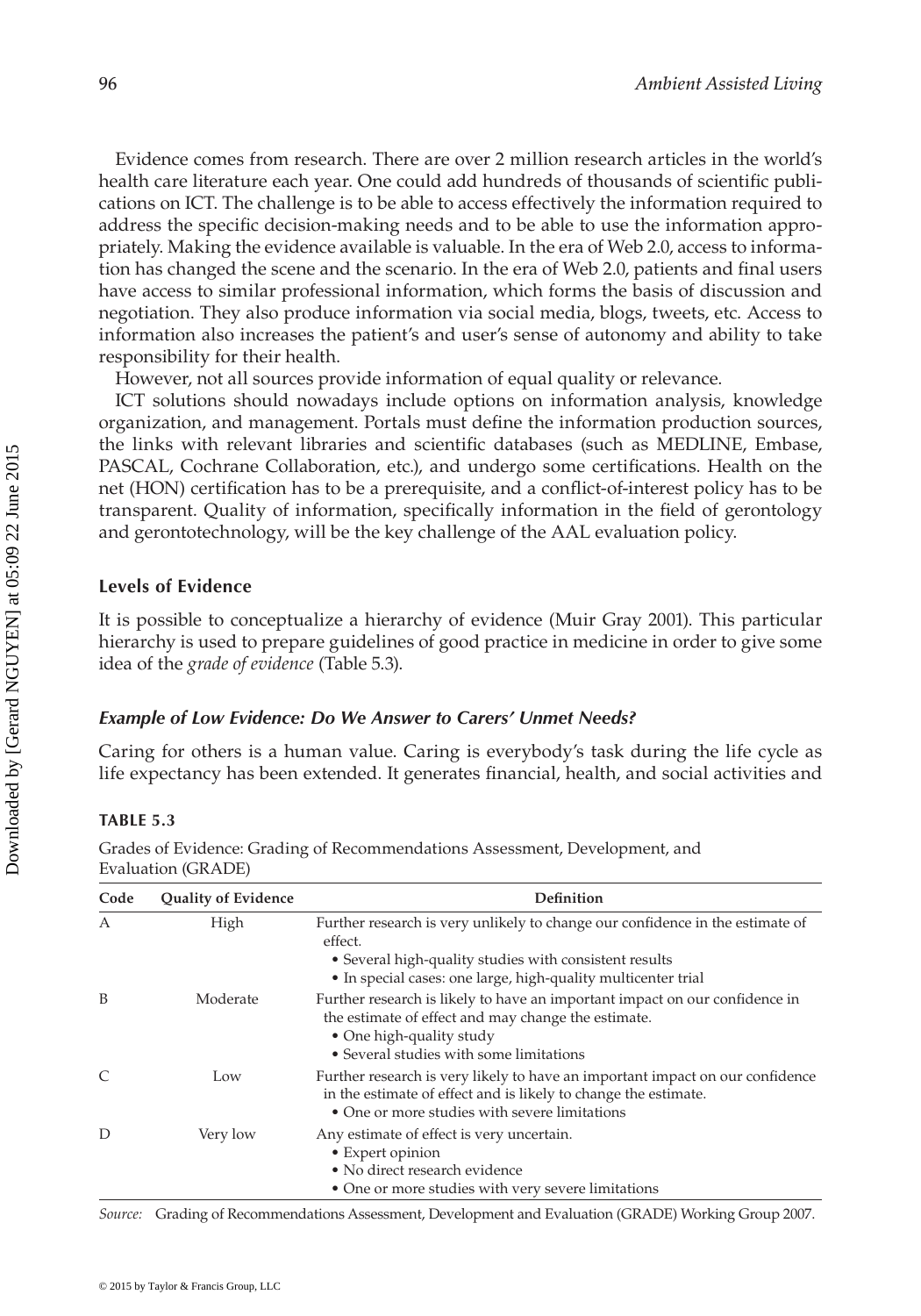Evidence comes from research. There are over 2 million research articles in the world's health care literature each year. One could add hundreds of thousands of scientific publications on ICT. The challenge is to be able to access effectively the information required to address the specific decision-making needs and to be able to use the information appropriately. Making the evidence available is valuable. In the era of Web 2.0, access to information has changed the scene and the scenario. In the era of Web 2.0, patients and final users have access to similar professional information, which forms the basis of discussion and negotiation. They also produce information via social media, blogs, tweets, etc. Access to information also increases the patient's and user's sense of autonomy and ability to take responsibility for their health.

However, not all sources provide information of equal quality or relevance.

ICT solutions should nowadays include options on information analysis, knowledge organization, and management. Portals must define the information production sources, the links with relevant libraries and scientific databases (such as MEDLINE, Embase, PASCAL, Cochrane Collaboration, etc.), and undergo some certifications. Health on the net (HON) certification has to be a prerequisite, and a conflict-of-interest policy has to be transparent. Quality of information, specifically information in the field of gerontology and gerontotechnology, will be the key challenge of the AAL evaluation policy.

## Levels of Evidence

It is possible to conceptualize a hierarchy of evidence (Muir Gray 2001). This particular hierarchy is used to prepare guidelines of good practice in medicine in order to give some idea of the *grade of evidence* (Table 5.3).

### *Example of Low Evidence: Do We Answer to Carers' Unmet Needs?*

Caring for others is a human value. Caring is everybody's task during the life cycle as life expectancy has been extended. It generates financial, health, and social activities and

**TABLE 5.3**

Grades of Evidence: Grading of Recommendations Assessment, Development, and Evaluation (GRADE)

| Code | Quality of Evidence | Definition |
|---|---|---|
| A | High | Further research is very unlikely to change our confidence in the estimate of effect.<br>• Several high-quality studies with consistent results<br>• In special cases: one large, high-quality multicenter trial |
| B | Moderate | Further research is likely to have an important impact on our confidence in the estimate of effect and may change the estimate.<br>• One high-quality study<br>• Several studies with some limitations |
| C | Low | Further research is very likely to have an important impact on our confidence in the estimate of effect and is likely to change the estimate.<br>• One or more studies with severe limitations |
| D | Very low | Any estimate of effect is very uncertain.<br>• Expert opinion<br>• No direct research evidence<br>• One or more studies with very severe limitations |

*Source:* Grading of Recommendations Assessment, Development and Evaluation (GRADE) Working Group 2007.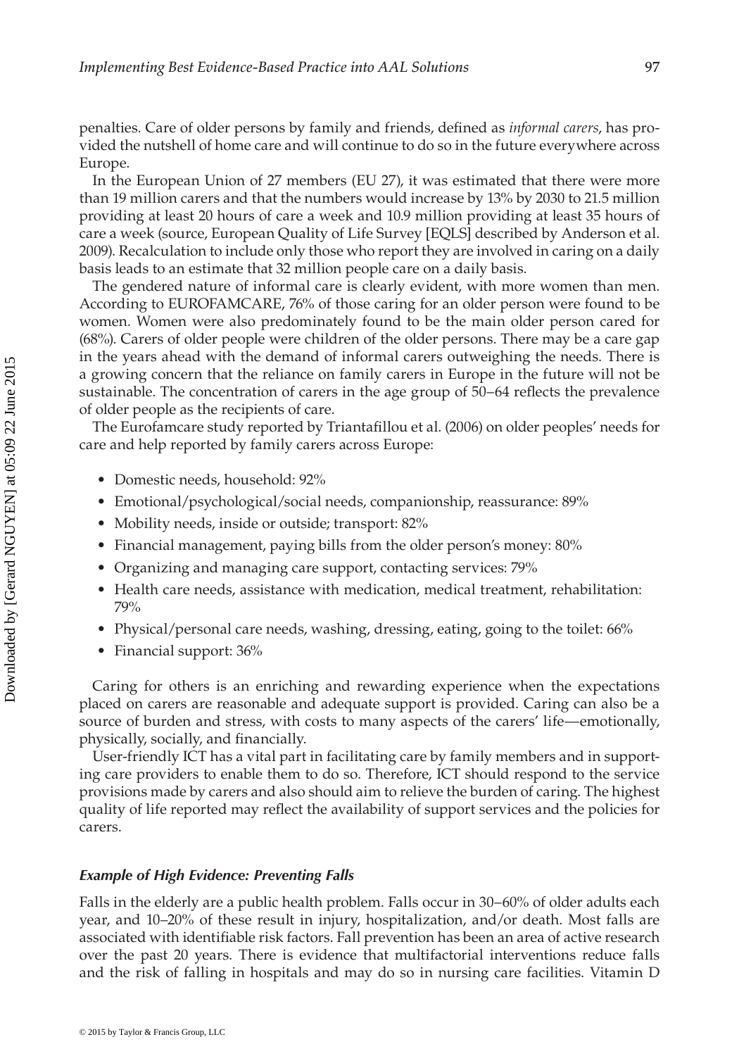penalties. Care of older persons by family and friends, defined as *informal carers*, has provided the nutshell of home care and will continue to do so in the future everywhere across Europe.

In the European Union of 27 members (EU 27), it was estimated that there were more than 19 million carers and that the numbers would increase by 13% by 2030 to 21.5 million providing at least 20 hours of care a week and 10.9 million providing at least 35 hours of care a week (source, European Quality of Life Survey [EQLS] described by Anderson et al. 2009). Recalculation to include only those who report they are involved in caring on a daily basis leads to an estimate that 32 million people care on a daily basis.

The gendered nature of informal care is clearly evident, with more women than men. According to EUROFAMCARE, 76% of those caring for an older person were found to be women. Women were also predominately found to be the main older person cared for (68%). Carers of older people were children of the older persons. There may be a care gap in the years ahead with the demand of informal carers outweighing the needs. There is a growing concern that the reliance on family carers in Europe in the future will not be sustainable. The concentration of carers in the age group of 50–64 reflects the prevalence of older people as the recipients of care.

The Eurofamcare study reported by Triantafillou et al. (2006) on older peoples' needs for care and help reported by family carers across Europe:

- Domestic needs, household: 92%
- Emotional/psychological/social needs, companionship, reassurance: 89%
- Mobility needs, inside or outside; transport: 82%
- Financial management, paying bills from the older person's money: 80%
- Organizing and managing care support, contacting services: 79%
- Health care needs, assistance with medication, medical treatment, rehabilitation: 79%
- Physical/personal care needs, washing, dressing, eating, going to the toilet: 66%
- Financial support: 36%

Caring for others is an enriching and rewarding experience when the expectations placed on carers are reasonable and adequate support is provided. Caring can also be a source of burden and stress, with costs to many aspects of the carers' life—emotionally, physically, socially, and financially.

User-friendly ICT has a vital part in facilitating care by family members and in supporting care providers to enable them to do so. Therefore, ICT should respond to the service provisions made by carers and also should aim to relieve the burden of caring. The highest quality of life reported may reflect the availability of support services and the policies for carers.

#### *Example of High Evidence: Preventing Falls*

Falls in the elderly are a public health problem. Falls occur in 30–60% of older adults each year, and 10–20% of these result in injury, hospitalization, and/or death. Most falls are associated with identifiable risk factors. Fall prevention has been an area of active research over the past 20 years. There is evidence that multifactorial interventions reduce falls and the risk of falling in hospitals and may do so in nursing care facilities. Vitamin D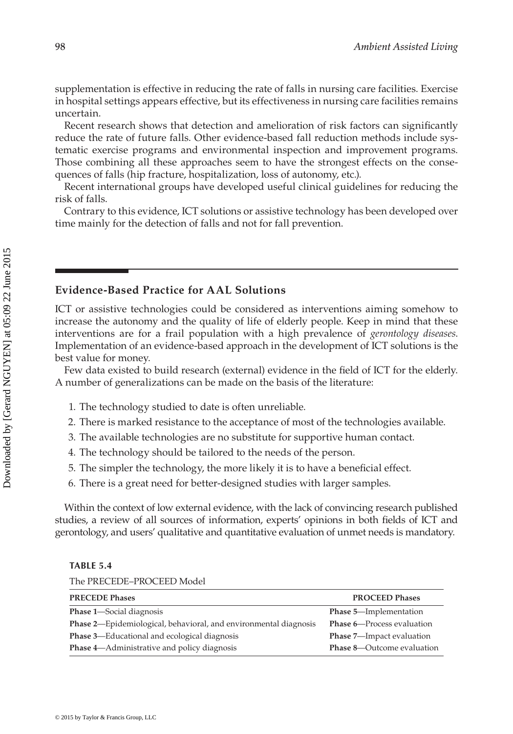supplementation is effective in reducing the rate of falls in nursing care facilities. Exercise in hospital settings appears effective, but its effectiveness in nursing care facilities remains uncertain.

Recent research shows that detection and amelioration of risk factors can significantly reduce the rate of future falls. Other evidence-based fall reduction methods include systematic exercise programs and environmental inspection and improvement programs. Those combining all these approaches seem to have the strongest effects on the consequences of falls (hip fracture, hospitalization, loss of autonomy, etc.).

Recent international groups have developed useful clinical guidelines for reducing the risk of falls.

Contrary to this evidence, ICT solutions or assistive technology has been developed over time mainly for the detection of falls and not for fall prevention.

## Evidence-Based Practice for AAL Solutions

ICT or assistive technologies could be considered as interventions aiming somehow to increase the autonomy and the quality of life of elderly people. Keep in mind that these interventions are for a frail population with a high prevalence of *gerontology diseases*. Implementation of an evidence-based approach in the development of ICT solutions is the best value for money.

Few data existed to build research (external) evidence in the field of ICT for the elderly. A number of generalizations can be made on the basis of the literature:

1. The technology studied to date is often unreliable.
2. There is marked resistance to the acceptance of most of the technologies available.
3. The available technologies are no substitute for supportive human contact.
4. The technology should be tailored to the needs of the person.
5. The simpler the technology, the more likely it is to have a beneficial effect.
6. There is a great need for better-designed studies with larger samples.

Within the context of low external evidence, with the lack of convincing research published studies, a review of all sources of information, experts' opinions in both fields of ICT and gerontology, and users' qualitative and quantitative evaluation of unmet needs is mandatory.

**TABLE 5.4**

The PRECEDE–PROCEED Model

| PRECEDE Phases | PROCEED Phases |
|---|---|
| **Phase 1**—Social diagnosis | **Phase 5**—Implementation |
| **Phase 2**—Epidemiological, behavioral, and environmental diagnosis | **Phase 6**—Process evaluation |
| **Phase 3**—Educational and ecological diagnosis | **Phase 7**—Impact evaluation |
| **Phase 4**—Administrative and policy diagnosis | **Phase 8**—Outcome evaluation |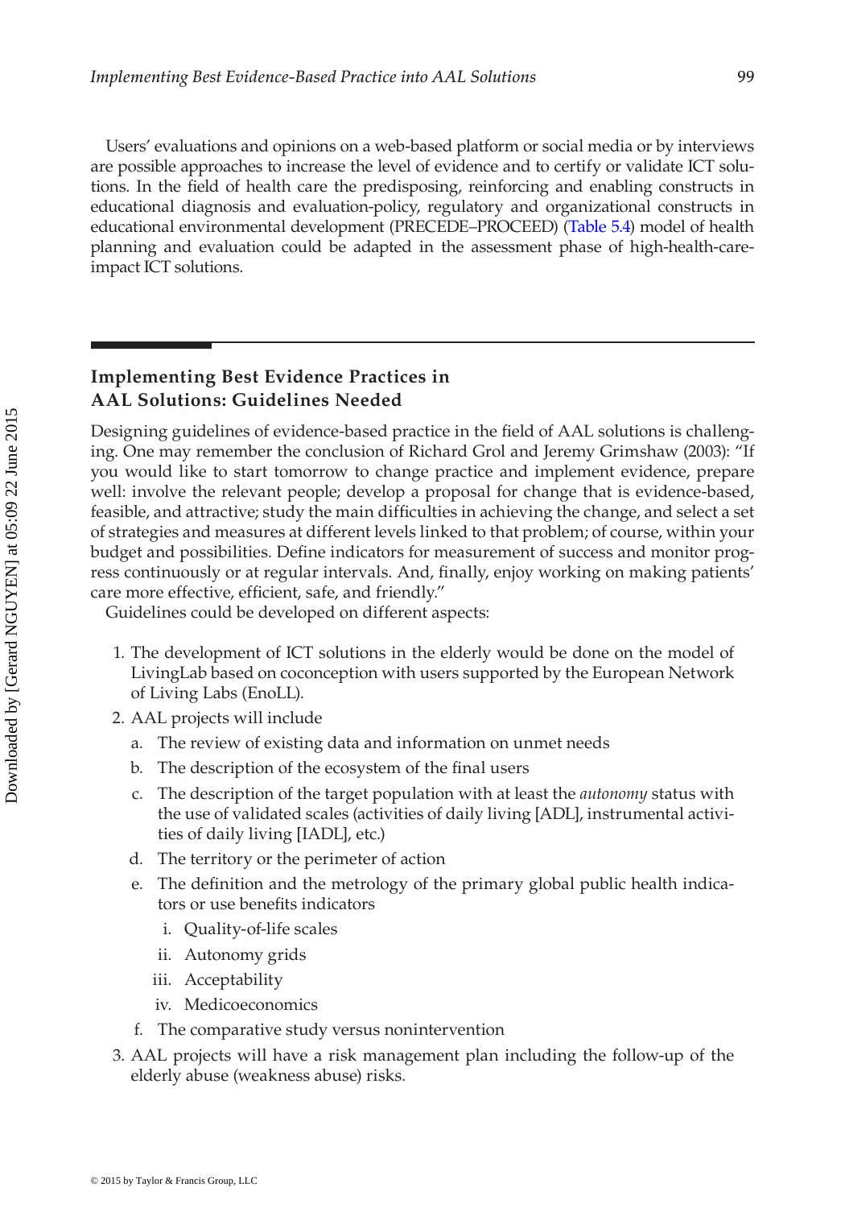Users' evaluations and opinions on a web-based platform or social media or by interviews are possible approaches to increase the level of evidence and to certify or validate ICT solutions. In the field of health care the predisposing, reinforcing and enabling constructs in educational diagnosis and evaluation-policy, regulatory and organizational constructs in educational environmental development (PRECEDE–PROCEED) (Table 5.4) model of health planning and evaluation could be adapted in the assessment phase of high-health-care-impact ICT solutions.

## Implementing Best Evidence Practices in AAL Solutions: Guidelines Needed

Designing guidelines of evidence-based practice in the field of AAL solutions is challenging. One may remember the conclusion of Richard Grol and Jeremy Grimshaw (2003): "If you would like to start tomorrow to change practice and implement evidence, prepare well: involve the relevant people; develop a proposal for change that is evidence-based, feasible, and attractive; study the main difficulties in achieving the change, and select a set of strategies and measures at different levels linked to that problem; of course, within your budget and possibilities. Define indicators for measurement of success and monitor progress continuously or at regular intervals. And, finally, enjoy working on making patients' care more effective, efficient, safe, and friendly."

Guidelines could be developed on different aspects:

1. The development of ICT solutions in the elderly would be done on the model of LivingLab based on coconception with users supported by the European Network of Living Labs (EnoLL).
2. AAL projects will include
   a. The review of existing data and information on unmet needs
   b. The description of the ecosystem of the final users
   c. The description of the target population with at least the *autonomy* status with the use of validated scales (activities of daily living [ADL], instrumental activities of daily living [IADL], etc.)
   d. The territory or the perimeter of action
   e. The definition and the metrology of the primary global public health indicators or use benefits indicators
      i. Quality-of-life scales
      ii. Autonomy grids
      iii. Acceptability
      iv. Medicoeconomics
   f. The comparative study versus nonintervention
3. AAL projects will have a risk management plan including the follow-up of the elderly abuse (weakness abuse) risks.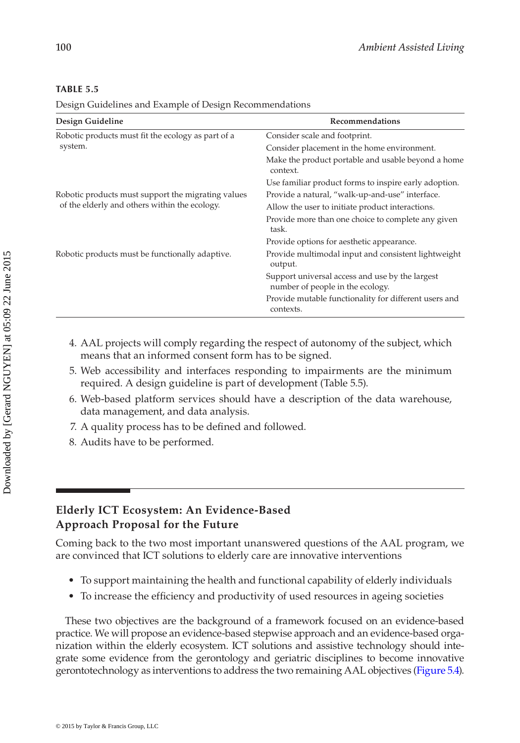**TABLE 5.5**

Design Guidelines and Example of Design Recommendations

| Design Guideline | Recommendations |
|---|---|
| Robotic products must fit the ecology as part of a system. | Consider scale and footprint. |
| | Consider placement in the home environment. |
| | Make the product portable and usable beyond a home context. |
| | Use familiar product forms to inspire early adoption. |
| Robotic products must support the migrating values of the elderly and others within the ecology. | Provide a natural, "walk-up-and-use" interface. |
| | Allow the user to initiate product interactions. |
| | Provide more than one choice to complete any given task. |
| | Provide options for aesthetic appearance. |
| Robotic products must be functionally adaptive. | Provide multimodal input and consistent lightweight output. |
| | Support universal access and use by the largest number of people in the ecology. |
| | Provide mutable functionality for different users and contexts. |

4. AAL projects will comply regarding the respect of autonomy of the subject, which means that an informed consent form has to be signed.
5. Web accessibility and interfaces responding to impairments are the minimum required. A design guideline is part of development (Table 5.5).
6. Web-based platform services should have a description of the data warehouse, data management, and data analysis.
7. A quality process has to be defined and followed.
8. Audits have to be performed.

## Elderly ICT Ecosystem: An Evidence-Based Approach Proposal for the Future

Coming back to the two most important unanswered questions of the AAL program, we are convinced that ICT solutions to elderly care are innovative interventions

- To support maintaining the health and functional capability of elderly individuals
- To increase the efficiency and productivity of used resources in ageing societies

These two objectives are the background of a framework focused on an evidence-based practice. We will propose an evidence-based stepwise approach and an evidence-based organization within the elderly ecosystem. ICT solutions and assistive technology should integrate some evidence from the gerontology and geriatric disciplines to become innovative gerontotechnology as interventions to address the two remaining AAL objectives (Figure 5.4).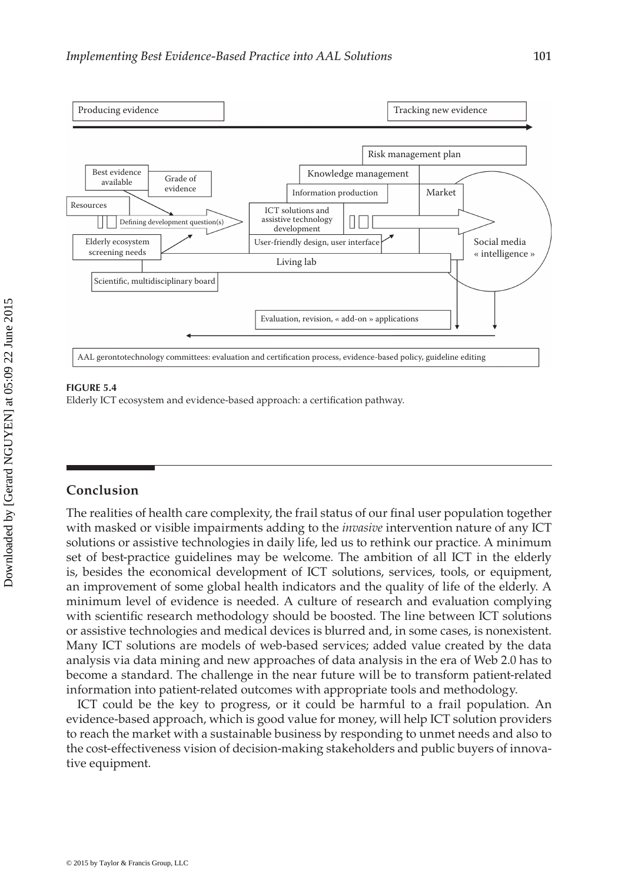FIGURE 5.4
Elderly ICT ecosystem and evidence-based approach: a certification pathway.

## Conclusion

The realities of health care complexity, the frail status of our final user population together with masked or visible impairments adding to the *invasive* intervention nature of any ICT solutions or assistive technologies in daily life, led us to rethink our practice. A minimum set of best-practice guidelines may be welcome. The ambition of all ICT in the elderly is, besides the economical development of ICT solutions, services, tools, or equipment, an improvement of some global health indicators and the quality of life of the elderly. A minimum level of evidence is needed. A culture of research and evaluation complying with scientific research methodology should be boosted. The line between ICT solutions or assistive technologies and medical devices is blurred and, in some cases, is nonexistent. Many ICT solutions are models of web-based services; added value created by the data analysis via data mining and new approaches of data analysis in the era of Web 2.0 has to become a standard. The challenge in the near future will be to transform patient-related information into patient-related outcomes with appropriate tools and methodology.

ICT could be the key to progress, or it could be harmful to a frail population. An evidence-based approach, which is good value for money, will help ICT solution providers to reach the market with a sustainable business by responding to unmet needs and also to the cost-effectiveness vision of decision-making stakeholders and public buyers of innovative equipment.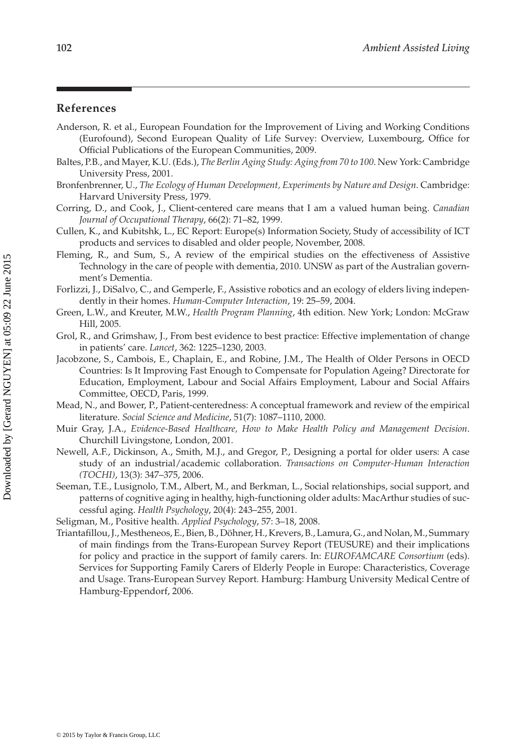## References

Anderson, R. et al., European Foundation for the Improvement of Living and Working Conditions (Eurofound), Second European Quality of Life Survey: Overview, Luxembourg, Office for Official Publications of the European Communities, 2009.

Baltes, P.B., and Mayer, K.U. (Eds.), *The Berlin Aging Study: Aging from 70 to 100*. New York: Cambridge University Press, 2001.

Bronfenbrenner, U., *The Ecology of Human Development, Experiments by Nature and Design*. Cambridge: Harvard University Press, 1979.

Corring, D., and Cook, J., Client-centered care means that I am a valued human being. *Canadian Journal of Occupational Therapy*, 66(2): 71–82, 1999.

Cullen, K., and Kubitshk, L., EC Report: Europe(s) Information Society, Study of accessibility of ICT products and services to disabled and older people, November, 2008.

Fleming, R., and Sum, S., A review of the empirical studies on the effectiveness of Assistive Technology in the care of people with dementia, 2010. UNSW as part of the Australian government's Dementia.

Forlizzi, J., DiSalvo, C., and Gemperle, F., Assistive robotics and an ecology of elders living independently in their homes. *Human-Computer Interaction*, 19: 25–59, 2004.

Green, L.W., and Kreuter, M.W., *Health Program Planning*, 4th edition. New York; London: McGraw Hill, 2005.

Grol, R., and Grimshaw, J., From best evidence to best practice: Effective implementation of change in patients' care. *Lancet*, 362: 1225–1230, 2003.

Jacobzone, S., Cambois, E., Chaplain, E., and Robine, J.M., The Health of Older Persons in OECD Countries: Is It Improving Fast Enough to Compensate for Population Ageing? Directorate for Education, Employment, Labour and Social Affairs Employment, Labour and Social Affairs Committee, OECD, Paris, 1999.

Mead, N., and Bower, P., Patient-centeredness: A conceptual framework and review of the empirical literature. *Social Science and Medicine*, 51(7): 1087–1110, 2000.

Muir Gray, J.A., *Evidence-Based Healthcare, How to Make Health Policy and Management Decision*. Churchill Livingstone, London, 2001.

Newell, A.F., Dickinson, A., Smith, M.J., and Gregor, P., Designing a portal for older users: A case study of an industrial/academic collaboration. *Transactions on Computer-Human Interaction (TOCHI)*, 13(3): 347–375, 2006.

Seeman, T.E., Lusignolo, T.M., Albert, M., and Berkman, L., Social relationships, social support, and patterns of cognitive aging in healthy, high-functioning older adults: MacArthur studies of successful aging. *Health Psychology*, 20(4): 243–255, 2001.

Seligman, M., Positive health. *Applied Psychology*, 57: 3–18, 2008.

Triantafillou, J., Mestheneos, E., Bien, B., Döhner, H., Krevers, B., Lamura, G., and Nolan, M., Summary of main findings from the Trans-European Survey Report (TEUSURE) and their implications for policy and practice in the support of family carers. In: *EUROFAMCARE Consortium* (eds). Services for Supporting Family Carers of Elderly People in Europe: Characteristics, Coverage and Usage. Trans-European Survey Report. Hamburg: Hamburg University Medical Centre of Hamburg-Eppendorf, 2006.